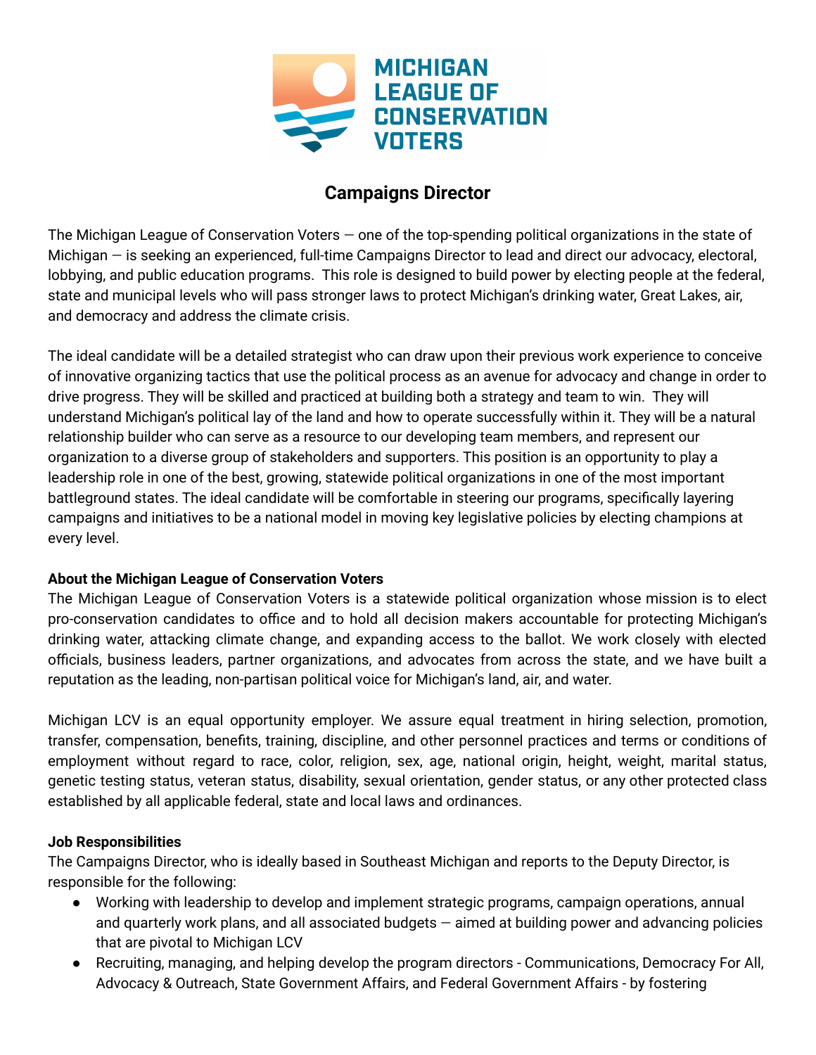MICHIGAN LEAGUE OF CONSERVATION VOTERS

# Campaigns Director

The Michigan League of Conservation Voters — one of the top-spending political organizations in the state of Michigan — is seeking an experienced, full-time Campaigns Director to lead and direct our advocacy, electoral, lobbying, and public education programs. This role is designed to build power by electing people at the federal, state and municipal levels who will pass stronger laws to protect Michigan's drinking water, Great Lakes, air, and democracy and address the climate crisis.

The ideal candidate will be a detailed strategist who can draw upon their previous work experience to conceive of innovative organizing tactics that use the political process as an avenue for advocacy and change in order to drive progress. They will be skilled and practiced at building both a strategy and team to win. They will understand Michigan's political lay of the land and how to operate successfully within it. They will be a natural relationship builder who can serve as a resource to our developing team members, and represent our organization to a diverse group of stakeholders and supporters. This position is an opportunity to play a leadership role in one of the best, growing, statewide political organizations in one of the most important battleground states. The ideal candidate will be comfortable in steering our programs, specifically layering campaigns and initiatives to be a national model in moving key legislative policies by electing champions at every level.

**About the Michigan League of Conservation Voters**

The Michigan League of Conservation Voters is a statewide political organization whose mission is to elect pro-conservation candidates to office and to hold all decision makers accountable for protecting Michigan's drinking water, attacking climate change, and expanding access to the ballot. We work closely with elected officials, business leaders, partner organizations, and advocates from across the state, and we have built a reputation as the leading, non-partisan political voice for Michigan's land, air, and water.

Michigan LCV is an equal opportunity employer. We assure equal treatment in hiring selection, promotion, transfer, compensation, benefits, training, discipline, and other personnel practices and terms or conditions of employment without regard to race, color, religion, sex, age, national origin, height, weight, marital status, genetic testing status, veteran status, disability, sexual orientation, gender status, or any other protected class established by all applicable federal, state and local laws and ordinances.

**Job Responsibilities**

The Campaigns Director, who is ideally based in Southeast Michigan and reports to the Deputy Director, is responsible for the following:

- Working with leadership to develop and implement strategic programs, campaign operations, annual and quarterly work plans, and all associated budgets — aimed at building power and advancing policies that are pivotal to Michigan LCV
- Recruiting, managing, and helping develop the program directors - Communications, Democracy For All, Advocacy & Outreach, State Government Affairs, and Federal Government Affairs - by fostering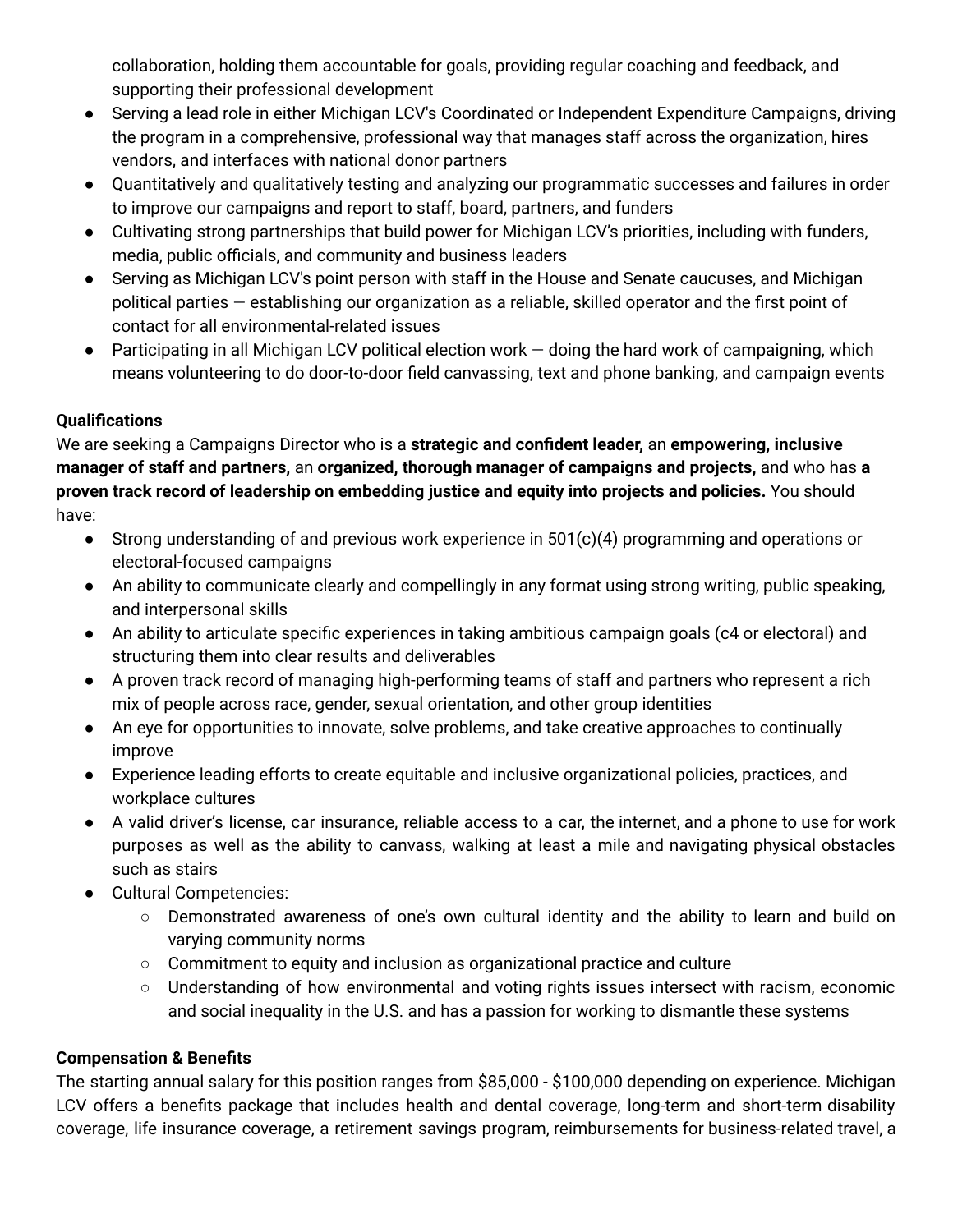collaboration, holding them accountable for goals, providing regular coaching and feedback, and supporting their professional development
- Serving a lead role in either Michigan LCV's Coordinated or Independent Expenditure Campaigns, driving the program in a comprehensive, professional way that manages staff across the organization, hires vendors, and interfaces with national donor partners
- Quantitatively and qualitatively testing and analyzing our programmatic successes and failures in order to improve our campaigns and report to staff, board, partners, and funders
- Cultivating strong partnerships that build power for Michigan LCV's priorities, including with funders, media, public officials, and community and business leaders
- Serving as Michigan LCV's point person with staff in the House and Senate caucuses, and Michigan political parties — establishing our organization as a reliable, skilled operator and the first point of contact for all environmental-related issues
- Participating in all Michigan LCV political election work — doing the hard work of campaigning, which means volunteering to do door-to-door field canvassing, text and phone banking, and campaign events

**Qualifications**

We are seeking a Campaigns Director who is a **strategic and confident leader,** an **empowering, inclusive manager of staff and partners,** an **organized, thorough manager of campaigns and projects,** and who has **a proven track record of leadership on embedding justice and equity into projects and policies.** You should have:

- Strong understanding of and previous work experience in 501(c)(4) programming and operations or electoral-focused campaigns
- An ability to communicate clearly and compellingly in any format using strong writing, public speaking, and interpersonal skills
- An ability to articulate specific experiences in taking ambitious campaign goals (c4 or electoral) and structuring them into clear results and deliverables
- A proven track record of managing high-performing teams of staff and partners who represent a rich mix of people across race, gender, sexual orientation, and other group identities
- An eye for opportunities to innovate, solve problems, and take creative approaches to continually improve
- Experience leading efforts to create equitable and inclusive organizational policies, practices, and workplace cultures
- A valid driver's license, car insurance, reliable access to a car, the internet, and a phone to use for work purposes as well as the ability to canvass, walking at least a mile and navigating physical obstacles such as stairs
- Cultural Competencies:
  - Demonstrated awareness of one's own cultural identity and the ability to learn and build on varying community norms
  - Commitment to equity and inclusion as organizational practice and culture
  - Understanding of how environmental and voting rights issues intersect with racism, economic and social inequality in the U.S. and has a passion for working to dismantle these systems

**Compensation & Benefits**

The starting annual salary for this position ranges from $85,000 - $100,000 depending on experience. Michigan LCV offers a benefits package that includes health and dental coverage, long-term and short-term disability coverage, life insurance coverage, a retirement savings program, reimbursements for business-related travel, a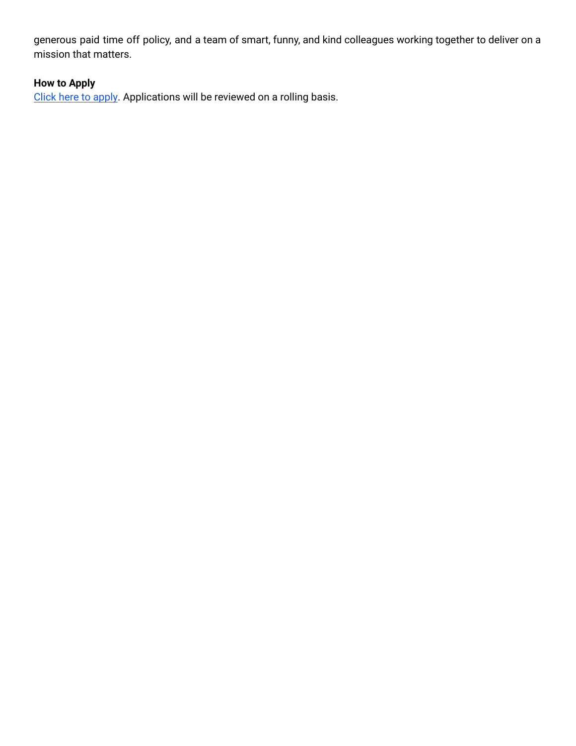generous paid time off policy, and a team of smart, funny, and kind colleagues working together to deliver on a mission that matters.

**How to Apply**
Click here to apply. Applications will be reviewed on a rolling basis.